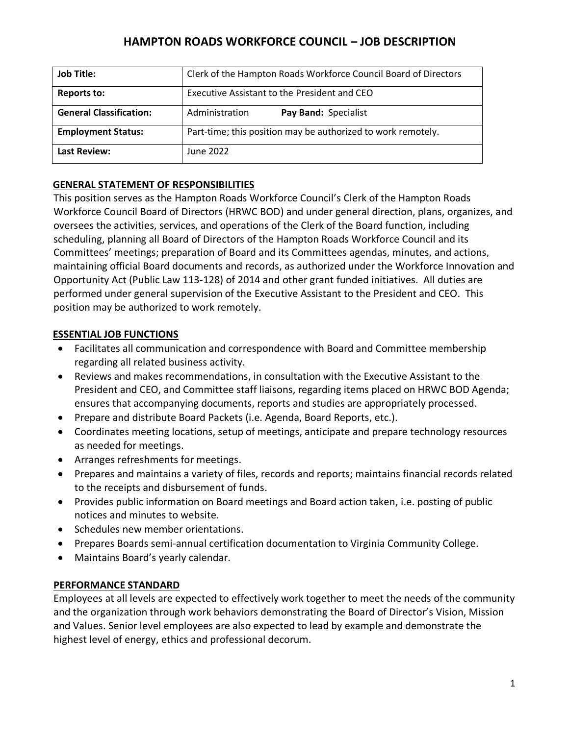# HAMPTON ROADS WORKFORCE COUNCIL – JOB DESCRIPTION

| **Job Title:** | Clerk of the Hampton Roads Workforce Council Board of Directors |
|---|---|
| **Reports to:** | Executive Assistant to the President and CEO |
| **General Classification:** | Administration **Pay Band:** Specialist |
| **Employment Status:** | Part-time; this position may be authorized to work remotely. |
| **Last Review:** | June 2022 |

## GENERAL STATEMENT OF RESPONSIBILITIES

This position serves as the Hampton Roads Workforce Council's Clerk of the Hampton Roads Workforce Council Board of Directors (HRWC BOD) and under general direction, plans, organizes, and oversees the activities, services, and operations of the Clerk of the Board function, including scheduling, planning all Board of Directors of the Hampton Roads Workforce Council and its Committees' meetings; preparation of Board and its Committees agendas, minutes, and actions, maintaining official Board documents and records, as authorized under the Workforce Innovation and Opportunity Act (Public Law 113-128) of 2014 and other grant funded initiatives. All duties are performed under general supervision of the Executive Assistant to the President and CEO. This position may be authorized to work remotely.

## ESSENTIAL JOB FUNCTIONS

- Facilitates all communication and correspondence with Board and Committee membership regarding all related business activity.
- Reviews and makes recommendations, in consultation with the Executive Assistant to the President and CEO, and Committee staff liaisons, regarding items placed on HRWC BOD Agenda; ensures that accompanying documents, reports and studies are appropriately processed.
- Prepare and distribute Board Packets (i.e. Agenda, Board Reports, etc.).
- Coordinates meeting locations, setup of meetings, anticipate and prepare technology resources as needed for meetings.
- Arranges refreshments for meetings.
- Prepares and maintains a variety of files, records and reports; maintains financial records related to the receipts and disbursement of funds.
- Provides public information on Board meetings and Board action taken, i.e. posting of public notices and minutes to website.
- Schedules new member orientations.
- Prepares Boards semi-annual certification documentation to Virginia Community College.
- Maintains Board's yearly calendar.

## PERFORMANCE STANDARD

Employees at all levels are expected to effectively work together to meet the needs of the community and the organization through work behaviors demonstrating the Board of Director's Vision, Mission and Values. Senior level employees are also expected to lead by example and demonstrate the highest level of energy, ethics and professional decorum.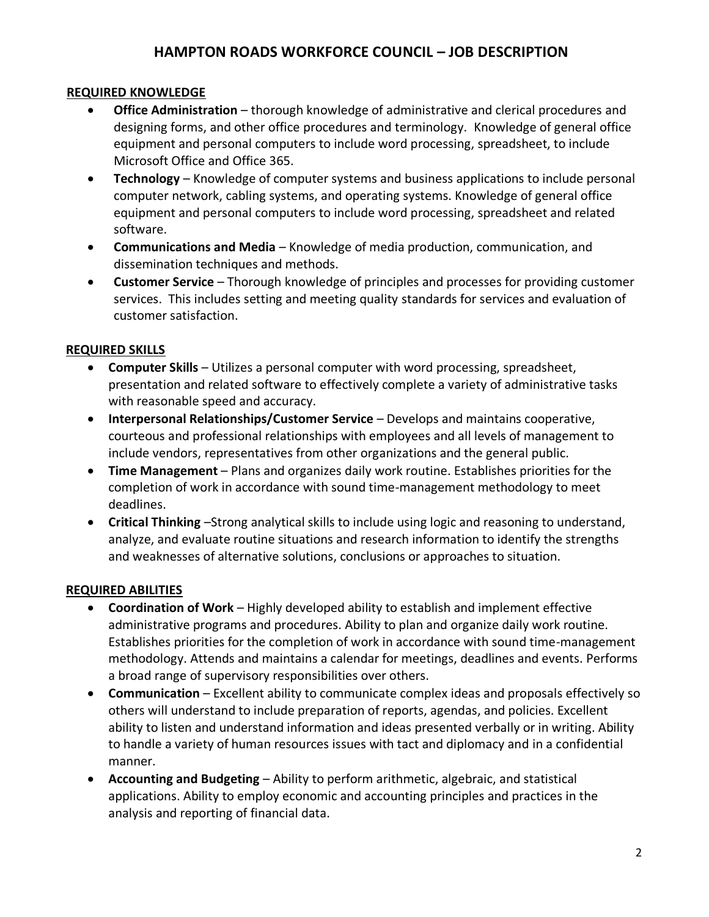# HAMPTON ROADS WORKFORCE COUNCIL – JOB DESCRIPTION

## REQUIRED KNOWLEDGE

- **Office Administration** – thorough knowledge of administrative and clerical procedures and designing forms, and other office procedures and terminology. Knowledge of general office equipment and personal computers to include word processing, spreadsheet, to include Microsoft Office and Office 365.
- **Technology** – Knowledge of computer systems and business applications to include personal computer network, cabling systems, and operating systems. Knowledge of general office equipment and personal computers to include word processing, spreadsheet and related software.
- **Communications and Media** – Knowledge of media production, communication, and dissemination techniques and methods.
- **Customer Service** – Thorough knowledge of principles and processes for providing customer services. This includes setting and meeting quality standards for services and evaluation of customer satisfaction.

## REQUIRED SKILLS

- **Computer Skills** – Utilizes a personal computer with word processing, spreadsheet, presentation and related software to effectively complete a variety of administrative tasks with reasonable speed and accuracy.
- **Interpersonal Relationships/Customer Service** – Develops and maintains cooperative, courteous and professional relationships with employees and all levels of management to include vendors, representatives from other organizations and the general public.
- **Time Management** – Plans and organizes daily work routine. Establishes priorities for the completion of work in accordance with sound time-management methodology to meet deadlines.
- **Critical Thinking** –Strong analytical skills to include using logic and reasoning to understand, analyze, and evaluate routine situations and research information to identify the strengths and weaknesses of alternative solutions, conclusions or approaches to situation.

## REQUIRED ABILITIES

- **Coordination of Work** – Highly developed ability to establish and implement effective administrative programs and procedures. Ability to plan and organize daily work routine. Establishes priorities for the completion of work in accordance with sound time-management methodology. Attends and maintains a calendar for meetings, deadlines and events. Performs a broad range of supervisory responsibilities over others.
- **Communication** – Excellent ability to communicate complex ideas and proposals effectively so others will understand to include preparation of reports, agendas, and policies. Excellent ability to listen and understand information and ideas presented verbally or in writing. Ability to handle a variety of human resources issues with tact and diplomacy and in a confidential manner.
- **Accounting and Budgeting** – Ability to perform arithmetic, algebraic, and statistical applications. Ability to employ economic and accounting principles and practices in the analysis and reporting of financial data.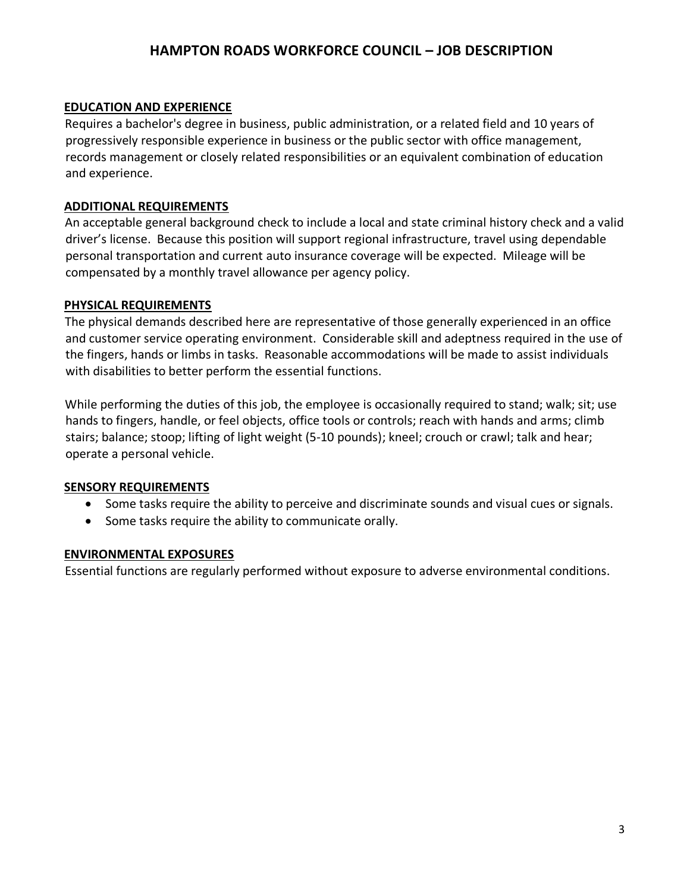## EDUCATION AND EXPERIENCE

Requires a bachelor's degree in business, public administration, or a related field and 10 years of progressively responsible experience in business or the public sector with office management, records management or closely related responsibilities or an equivalent combination of education and experience.

## ADDITIONAL REQUIREMENTS

An acceptable general background check to include a local and state criminal history check and a valid driver's license. Because this position will support regional infrastructure, travel using dependable personal transportation and current auto insurance coverage will be expected. Mileage will be compensated by a monthly travel allowance per agency policy.

## PHYSICAL REQUIREMENTS

The physical demands described here are representative of those generally experienced in an office and customer service operating environment. Considerable skill and adeptness required in the use of the fingers, hands or limbs in tasks. Reasonable accommodations will be made to assist individuals with disabilities to better perform the essential functions.

While performing the duties of this job, the employee is occasionally required to stand; walk; sit; use hands to fingers, handle, or feel objects, office tools or controls; reach with hands and arms; climb stairs; balance; stoop; lifting of light weight (5-10 pounds); kneel; crouch or crawl; talk and hear; operate a personal vehicle.

## SENSORY REQUIREMENTS

- Some tasks require the ability to perceive and discriminate sounds and visual cues or signals.
- Some tasks require the ability to communicate orally.

## ENVIRONMENTAL EXPOSURES

Essential functions are regularly performed without exposure to adverse environmental conditions.